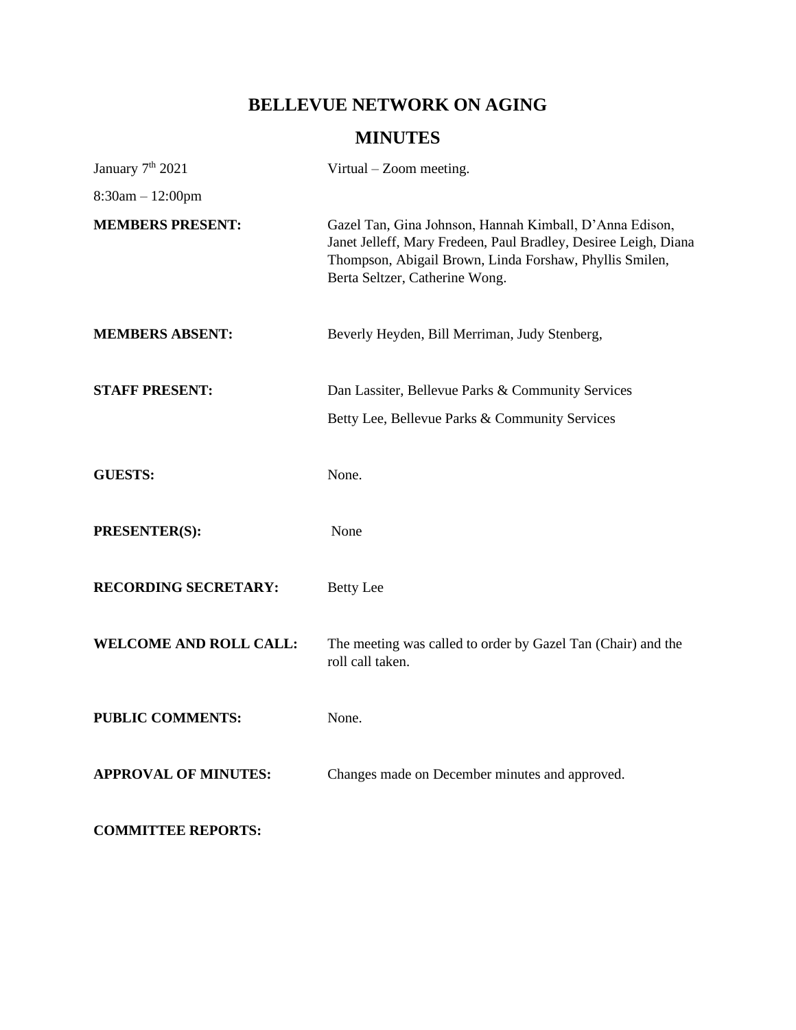# BELLEVUE NETWORK ON AGING

## MINUTES

January 7th 2021 — Virtual – Zoom meeting.

8:30am – 12:00pm

**MEMBERS PRESENT:** Gazel Tan, Gina Johnson, Hannah Kimball, D'Anna Edison, Janet Jelleff, Mary Fredeen, Paul Bradley, Desiree Leigh, Diana Thompson, Abigail Brown, Linda Forshaw, Phyllis Smilen, Berta Seltzer, Catherine Wong.

**MEMBERS ABSENT:** Beverly Heyden, Bill Merriman, Judy Stenberg,

**STAFF PRESENT:** Dan Lassiter, Bellevue Parks & Community Services

Betty Lee, Bellevue Parks & Community Services

**GUESTS:** None.

**PRESENTER(S):** None

**RECORDING SECRETARY:** Betty Lee

**WELCOME AND ROLL CALL:** The meeting was called to order by Gazel Tan (Chair) and the roll call taken.

**PUBLIC COMMENTS:** None.

**APPROVAL OF MINUTES:** Changes made on December minutes and approved.

**COMMITTEE REPORTS:**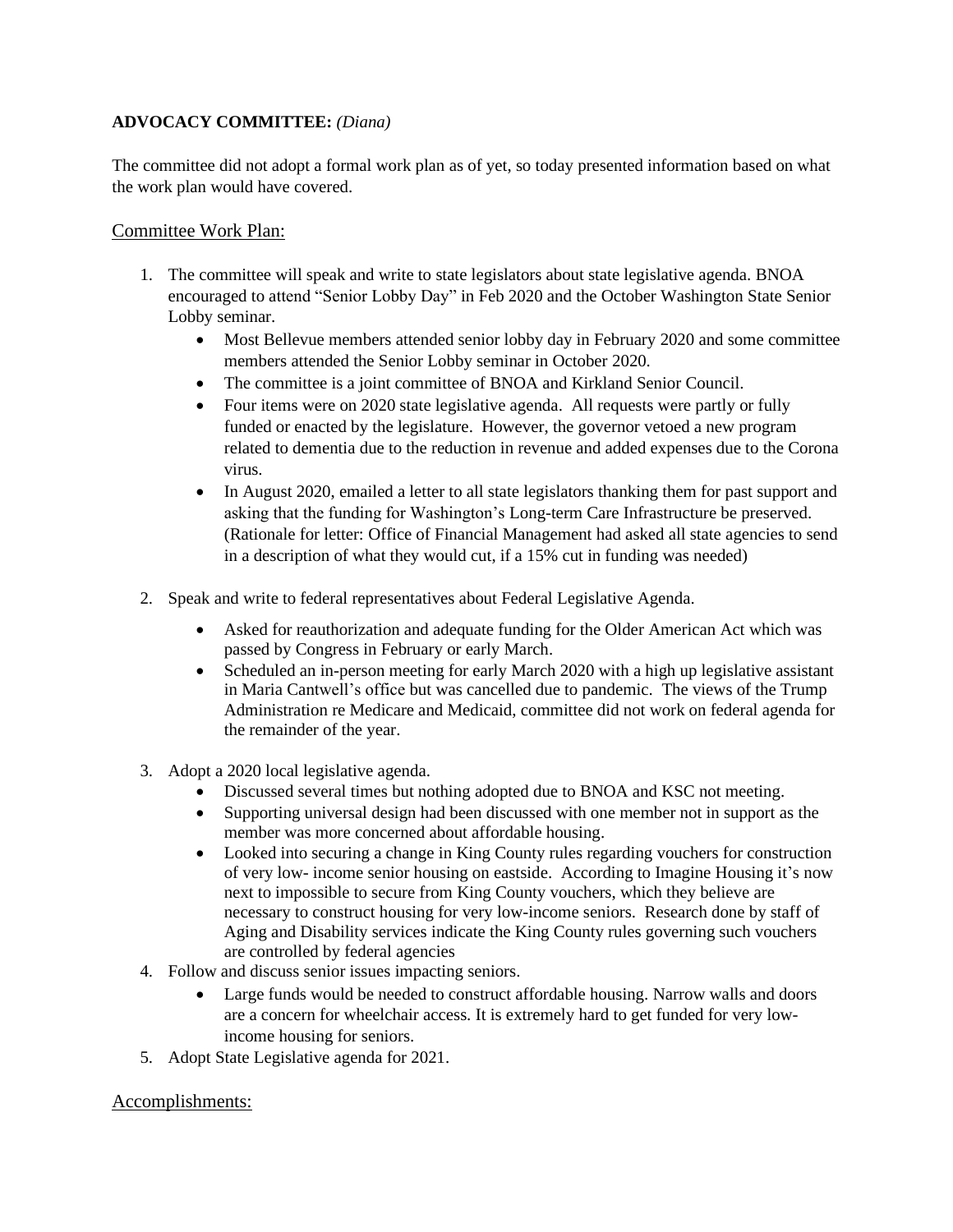**ADVOCACY COMMITTEE:** *(Diana)*

The committee did not adopt a formal work plan as of yet, so today presented information based on what the work plan would have covered.

## Committee Work Plan:

1. The committee will speak and write to state legislators about state legislative agenda. BNOA encouraged to attend "Senior Lobby Day" in Feb 2020 and the October Washington State Senior Lobby seminar.
    - Most Bellevue members attended senior lobby day in February 2020 and some committee members attended the Senior Lobby seminar in October 2020.
    - The committee is a joint committee of BNOA and Kirkland Senior Council.
    - Four items were on 2020 state legislative agenda. All requests were partly or fully funded or enacted by the legislature. However, the governor vetoed a new program related to dementia due to the reduction in revenue and added expenses due to the Corona virus.
    - In August 2020, emailed a letter to all state legislators thanking them for past support and asking that the funding for Washington's Long-term Care Infrastructure be preserved. (Rationale for letter: Office of Financial Management had asked all state agencies to send in a description of what they would cut, if a 15% cut in funding was needed)

2. Speak and write to federal representatives about Federal Legislative Agenda.
    - Asked for reauthorization and adequate funding for the Older American Act which was passed by Congress in February or early March.
    - Scheduled an in-person meeting for early March 2020 with a high up legislative assistant in Maria Cantwell's office but was cancelled due to pandemic. The views of the Trump Administration re Medicare and Medicaid, committee did not work on federal agenda for the remainder of the year.

3. Adopt a 2020 local legislative agenda.
    - Discussed several times but nothing adopted due to BNOA and KSC not meeting.
    - Supporting universal design had been discussed with one member not in support as the member was more concerned about affordable housing.
    - Looked into securing a change in King County rules regarding vouchers for construction of very low- income senior housing on eastside. According to Imagine Housing it's now next to impossible to secure from King County vouchers, which they believe are necessary to construct housing for very low-income seniors. Research done by staff of Aging and Disability services indicate the King County rules governing such vouchers are controlled by federal agencies
4. Follow and discuss senior issues impacting seniors.
    - Large funds would be needed to construct affordable housing. Narrow walls and doors are a concern for wheelchair access. It is extremely hard to get funded for very low-income housing for seniors.
5. Adopt State Legislative agenda for 2021.

## Accomplishments: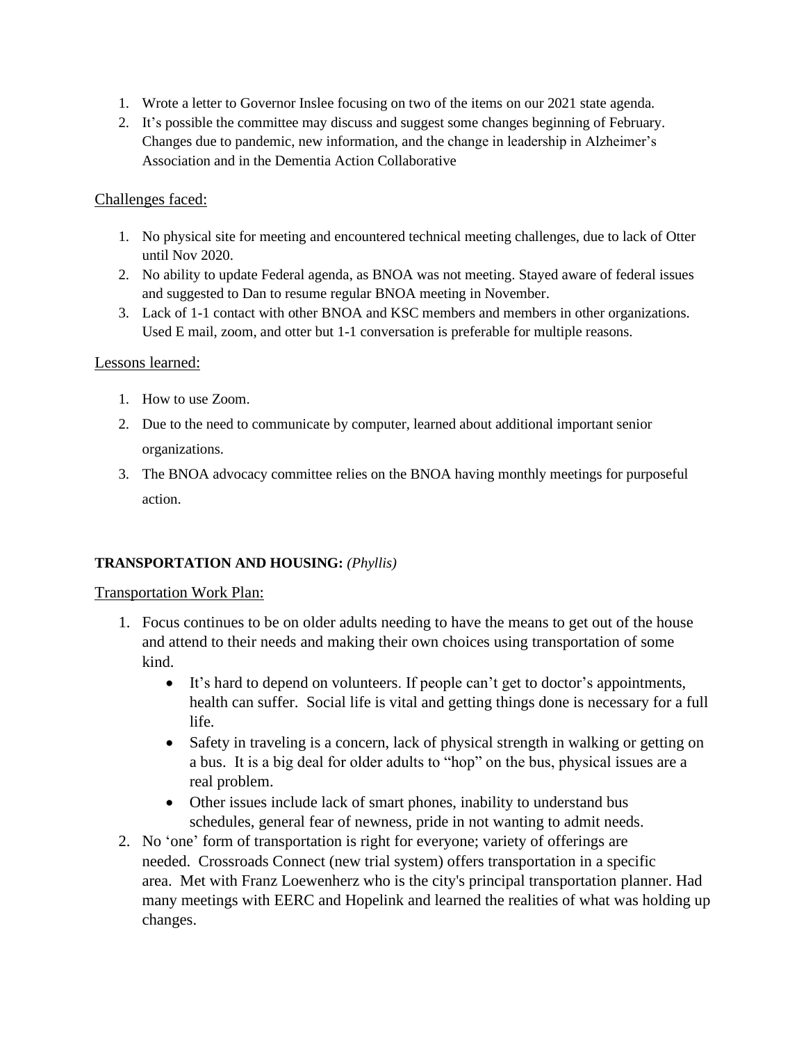1. Wrote a letter to Governor Inslee focusing on two of the items on our 2021 state agenda.
2. It's possible the committee may discuss and suggest some changes beginning of February. Changes due to pandemic, new information, and the change in leadership in Alzheimer's Association and in the Dementia Action Collaborative

Challenges faced:

1. No physical site for meeting and encountered technical meeting challenges, due to lack of Otter until Nov 2020.
2. No ability to update Federal agenda, as BNOA was not meeting. Stayed aware of federal issues and suggested to Dan to resume regular BNOA meeting in November.
3. Lack of 1-1 contact with other BNOA and KSC members and members in other organizations. Used E mail, zoom, and otter but 1-1 conversation is preferable for multiple reasons.

Lessons learned:

1. How to use Zoom.
2. Due to the need to communicate by computer, learned about additional important senior organizations.
3. The BNOA advocacy committee relies on the BNOA having monthly meetings for purposeful action.

**TRANSPORTATION AND HOUSING:** *(Phyllis)*

Transportation Work Plan:

1. Focus continues to be on older adults needing to have the means to get out of the house and attend to their needs and making their own choices using transportation of some kind.
   - It's hard to depend on volunteers. If people can't get to doctor's appointments, health can suffer. Social life is vital and getting things done is necessary for a full life.
   - Safety in traveling is a concern, lack of physical strength in walking or getting on a bus. It is a big deal for older adults to "hop" on the bus, physical issues are a real problem.
   - Other issues include lack of smart phones, inability to understand bus schedules, general fear of newness, pride in not wanting to admit needs.
2. No 'one' form of transportation is right for everyone; variety of offerings are needed. Crossroads Connect (new trial system) offers transportation in a specific area. Met with Franz Loewenherz who is the city's principal transportation planner. Had many meetings with EERC and Hopelink and learned the realities of what was holding up changes.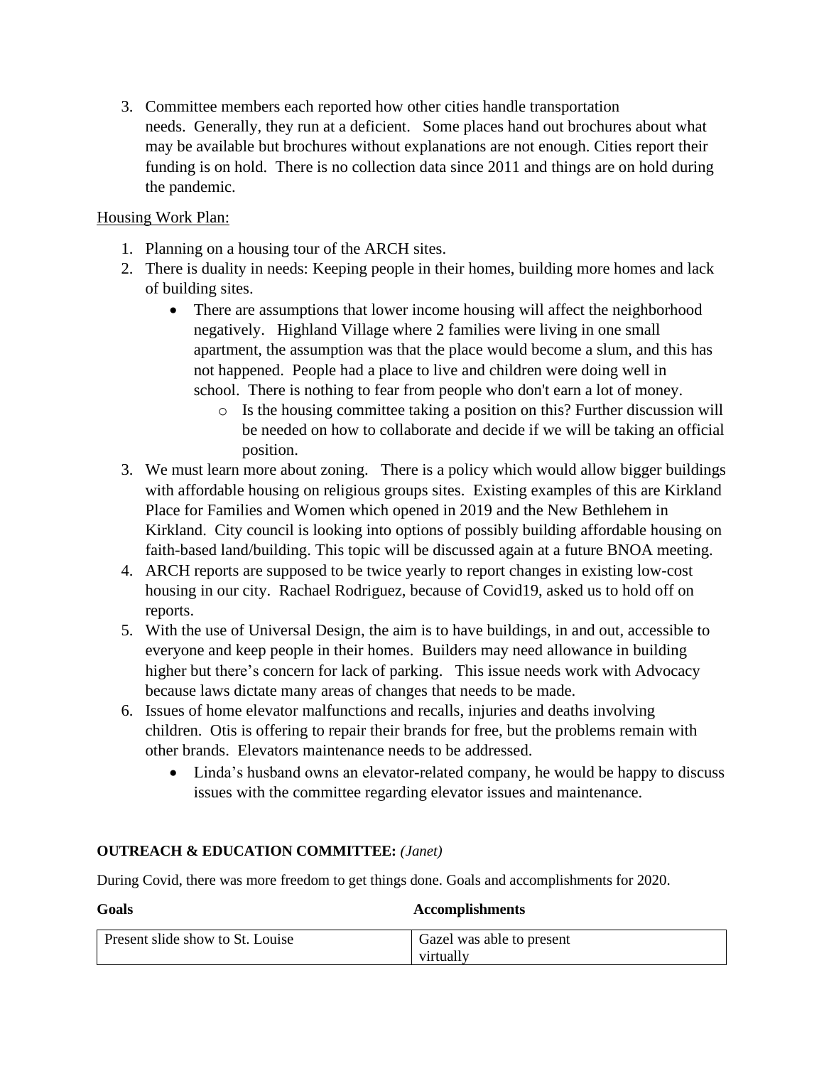3. Committee members each reported how other cities handle transportation needs. Generally, they run at a deficient. Some places hand out brochures about what may be available but brochures without explanations are not enough. Cities report their funding is on hold. There is no collection data since 2011 and things are on hold during the pandemic.

<u>Housing Work Plan:</u>

1. Planning on a housing tour of the ARCH sites.
2. There is duality in needs: Keeping people in their homes, building more homes and lack of building sites.
   - There are assumptions that lower income housing will affect the neighborhood negatively. Highland Village where 2 families were living in one small apartment, the assumption was that the place would become a slum, and this has not happened. People had a place to live and children were doing well in school. There is nothing to fear from people who don't earn a lot of money.
     - Is the housing committee taking a position on this? Further discussion will be needed on how to collaborate and decide if we will be taking an official position.
3. We must learn more about zoning. There is a policy which would allow bigger buildings with affordable housing on religious groups sites. Existing examples of this are Kirkland Place for Families and Women which opened in 2019 and the New Bethlehem in Kirkland. City council is looking into options of possibly building affordable housing on faith-based land/building. This topic will be discussed again at a future BNOA meeting.
4. ARCH reports are supposed to be twice yearly to report changes in existing low-cost housing in our city. Rachael Rodriguez, because of Covid19, asked us to hold off on reports.
5. With the use of Universal Design, the aim is to have buildings, in and out, accessible to everyone and keep people in their homes. Builders may need allowance in building higher but there's concern for lack of parking. This issue needs work with Advocacy because laws dictate many areas of changes that needs to be made.
6. Issues of home elevator malfunctions and recalls, injuries and deaths involving children. Otis is offering to repair their brands for free, but the problems remain with other brands. Elevators maintenance needs to be addressed.
   - Linda's husband owns an elevator-related company, he would be happy to discuss issues with the committee regarding elevator issues and maintenance.

**OUTREACH & EDUCATION COMMITTEE:** *(Janet)*

During Covid, there was more freedom to get things done. Goals and accomplishments for 2020.

| **Goals** | **Accomplishments** |
|---|---|
| Present slide show to St. Louise | Gazel was able to present virtually |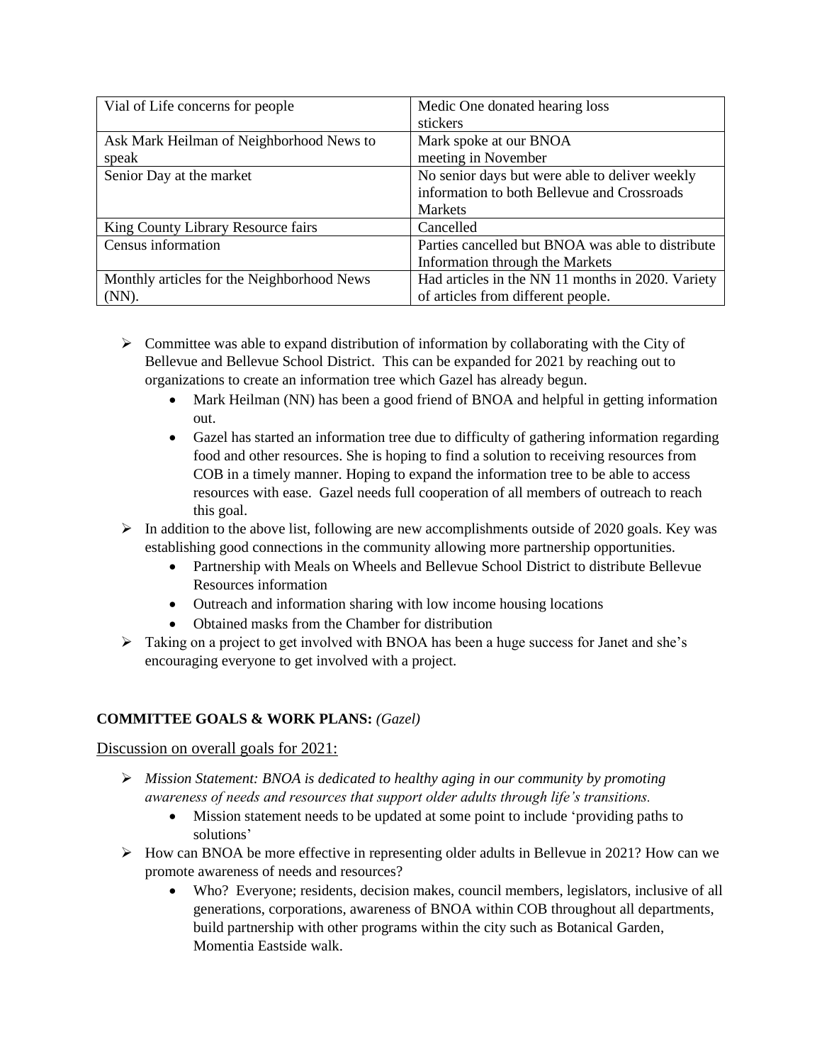| Vial of Life concerns for people | Medic One donated hearing loss stickers |
|---|---|
| Ask Mark Heilman of Neighborhood News to speak | Mark spoke at our BNOA meeting in November |
| Senior Day at the market | No senior days but were able to deliver weekly information to both Bellevue and Crossroads Markets |
| King County Library Resource fairs | Cancelled |
| Census information | Parties cancelled but BNOA was able to distribute Information through the Markets |
| Monthly articles for the Neighborhood News (NN). | Had articles in the NN 11 months in 2020. Variety of articles from different people. |

- Committee was able to expand distribution of information by collaborating with the City of Bellevue and Bellevue School District. This can be expanded for 2021 by reaching out to organizations to create an information tree which Gazel has already begun.
  - Mark Heilman (NN) has been a good friend of BNOA and helpful in getting information out.
  - Gazel has started an information tree due to difficulty of gathering information regarding food and other resources. She is hoping to find a solution to receiving resources from COB in a timely manner. Hoping to expand the information tree to be able to access resources with ease. Gazel needs full cooperation of all members of outreach to reach this goal.
- In addition to the above list, following are new accomplishments outside of 2020 goals. Key was establishing good connections in the community allowing more partnership opportunities.
  - Partnership with Meals on Wheels and Bellevue School District to distribute Bellevue Resources information
  - Outreach and information sharing with low income housing locations
  - Obtained masks from the Chamber for distribution
- Taking on a project to get involved with BNOA has been a huge success for Janet and she's encouraging everyone to get involved with a project.

**COMMITTEE GOALS & WORK PLANS:** *(Gazel)*

Discussion on overall goals for 2021:

- *Mission Statement: BNOA is dedicated to healthy aging in our community by promoting awareness of needs and resources that support older adults through life's transitions.*
  - Mission statement needs to be updated at some point to include 'providing paths to solutions'
- How can BNOA be more effective in representing older adults in Bellevue in 2021? How can we promote awareness of needs and resources?
  - Who? Everyone; residents, decision makes, council members, legislators, inclusive of all generations, corporations, awareness of BNOA within COB throughout all departments, build partnership with other programs within the city such as Botanical Garden, Momentia Eastside walk.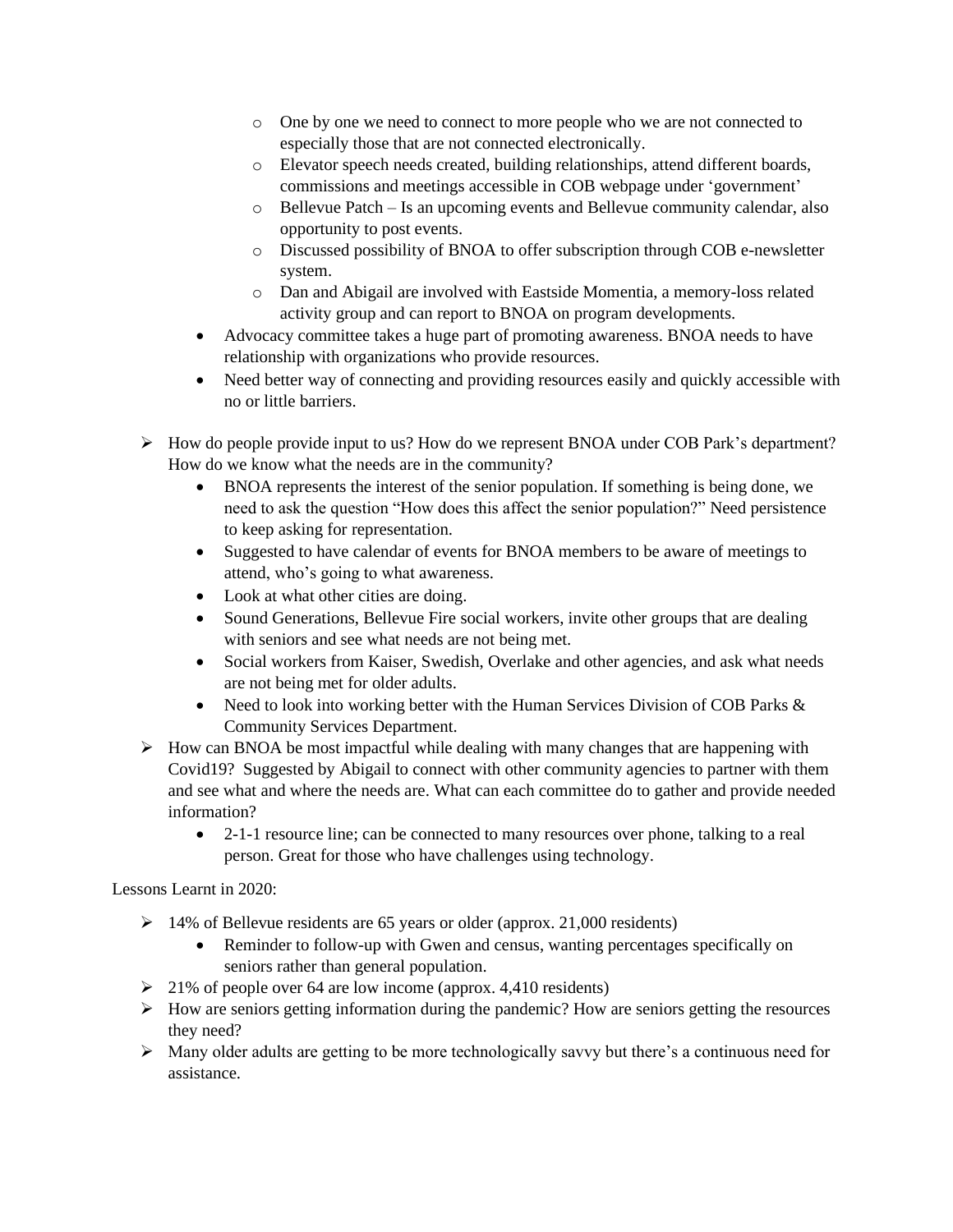- One by one we need to connect to more people who we are not connected to especially those that are not connected electronically.
    - Elevator speech needs created, building relationships, attend different boards, commissions and meetings accessible in COB webpage under 'government'
    - Bellevue Patch – Is an upcoming events and Bellevue community calendar, also opportunity to post events.
    - Discussed possibility of BNOA to offer subscription through COB e-newsletter system.
    - Dan and Abigail are involved with Eastside Momentia, a memory-loss related activity group and can report to BNOA on program developments.
  - Advocacy committee takes a huge part of promoting awareness. BNOA needs to have relationship with organizations who provide resources.
  - Need better way of connecting and providing resources easily and quickly accessible with no or little barriers.

- How do people provide input to us? How do we represent BNOA under COB Park's department? How do we know what the needs are in the community?
  - BNOA represents the interest of the senior population. If something is being done, we need to ask the question "How does this affect the senior population?" Need persistence to keep asking for representation.
  - Suggested to have calendar of events for BNOA members to be aware of meetings to attend, who's going to what awareness.
  - Look at what other cities are doing.
  - Sound Generations, Bellevue Fire social workers, invite other groups that are dealing with seniors and see what needs are not being met.
  - Social workers from Kaiser, Swedish, Overlake and other agencies, and ask what needs are not being met for older adults.
  - Need to look into working better with the Human Services Division of COB Parks & Community Services Department.
- How can BNOA be most impactful while dealing with many changes that are happening with Covid19? Suggested by Abigail to connect with other community agencies to partner with them and see what and where the needs are. What can each committee do to gather and provide needed information?
  - 2-1-1 resource line; can be connected to many resources over phone, talking to a real person. Great for those who have challenges using technology.

Lessons Learnt in 2020:

- 14% of Bellevue residents are 65 years or older (approx. 21,000 residents)
  - Reminder to follow-up with Gwen and census, wanting percentages specifically on seniors rather than general population.
- 21% of people over 64 are low income (approx. 4,410 residents)
- How are seniors getting information during the pandemic? How are seniors getting the resources they need?
- Many older adults are getting to be more technologically savvy but there's a continuous need for assistance.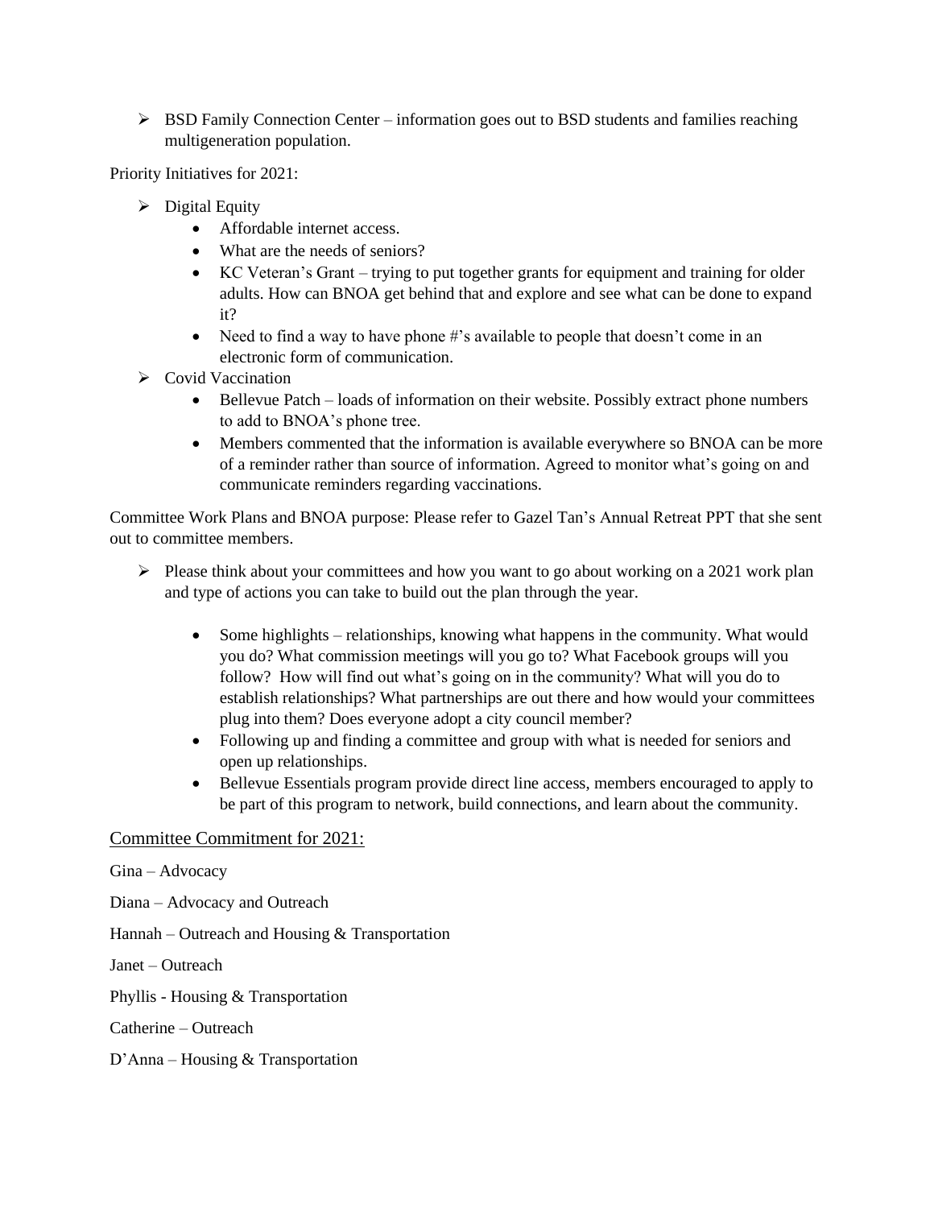- BSD Family Connection Center – information goes out to BSD students and families reaching multigeneration population.

Priority Initiatives for 2021:

- Digital Equity
  - Affordable internet access.
  - What are the needs of seniors?
  - KC Veteran's Grant – trying to put together grants for equipment and training for older adults. How can BNOA get behind that and explore and see what can be done to expand it?
  - Need to find a way to have phone #'s available to people that doesn't come in an electronic form of communication.
- Covid Vaccination
  - Bellevue Patch – loads of information on their website. Possibly extract phone numbers to add to BNOA's phone tree.
  - Members commented that the information is available everywhere so BNOA can be more of a reminder rather than source of information. Agreed to monitor what's going on and communicate reminders regarding vaccinations.

Committee Work Plans and BNOA purpose: Please refer to Gazel Tan's Annual Retreat PPT that she sent out to committee members.

- Please think about your committees and how you want to go about working on a 2021 work plan and type of actions you can take to build out the plan through the year.
  - Some highlights – relationships, knowing what happens in the community. What would you do? What commission meetings will you go to? What Facebook groups will you follow? How will find out what's going on in the community? What will you do to establish relationships? What partnerships are out there and how would your committees plug into them? Does everyone adopt a city council member?
  - Following up and finding a committee and group with what is needed for seniors and open up relationships.
  - Bellevue Essentials program provide direct line access, members encouraged to apply to be part of this program to network, build connections, and learn about the community.

## Committee Commitment for 2021:

Gina – Advocacy

Diana – Advocacy and Outreach

Hannah – Outreach and Housing & Transportation

Janet – Outreach

Phyllis - Housing & Transportation

Catherine – Outreach

D'Anna – Housing & Transportation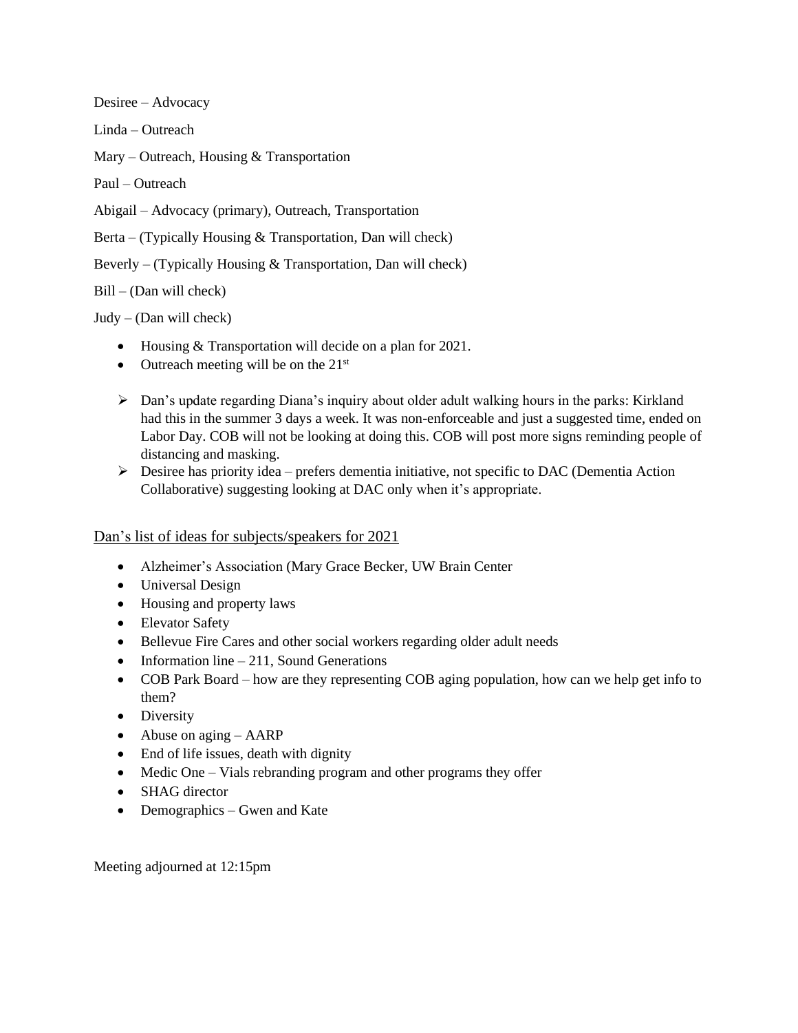Desiree – Advocacy

Linda – Outreach

Mary – Outreach, Housing & Transportation

Paul – Outreach

Abigail – Advocacy (primary), Outreach, Transportation

Berta – (Typically Housing & Transportation, Dan will check)

Beverly – (Typically Housing & Transportation, Dan will check)

Bill – (Dan will check)

Judy – (Dan will check)

- Housing & Transportation will decide on a plan for 2021.
- Outreach meeting will be on the 21st

- Dan's update regarding Diana's inquiry about older adult walking hours in the parks: Kirkland had this in the summer 3 days a week. It was non-enforceable and just a suggested time, ended on Labor Day. COB will not be looking at doing this. COB will post more signs reminding people of distancing and masking.
- Desiree has priority idea – prefers dementia initiative, not specific to DAC (Dementia Action Collaborative) suggesting looking at DAC only when it's appropriate.

Dan's list of ideas for subjects/speakers for 2021

- Alzheimer's Association (Mary Grace Becker, UW Brain Center
- Universal Design
- Housing and property laws
- Elevator Safety
- Bellevue Fire Cares and other social workers regarding older adult needs
- Information line – 211, Sound Generations
- COB Park Board – how are they representing COB aging population, how can we help get info to them?
- Diversity
- Abuse on aging – AARP
- End of life issues, death with dignity
- Medic One – Vials rebranding program and other programs they offer
- SHAG director
- Demographics – Gwen and Kate

Meeting adjourned at 12:15pm